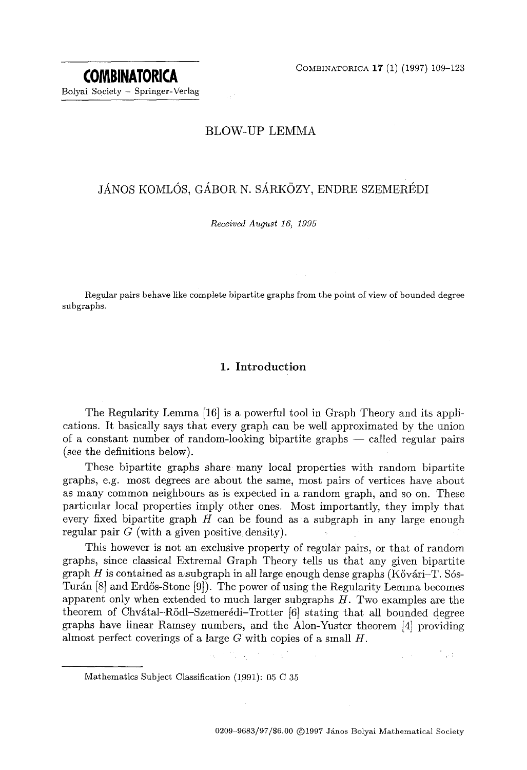# BLOW-UP LEMMA

JÁNOS KOMLÓS, GÁBOR N. SÁRKÖZY, ENDRE SZEMERÉDI

*Received August 16, 1995*

Regular pairs behave like complete bipartite graphs from the point of view of bounded degree subgraphs.

## 1. Introduction

The Regularity Lemma [16] is a powerful tool in Graph Theory and its applications. It basically says that every graph can be well approximated by the union of a constant number of random-looking bipartite graphs — called regular pairs (see the definitions below).

These bipartite graphs share many local properties with random bipartite graphs, e.g. most degrees are about the same, most pairs of vertices have about as many common neighbours as is expected in a random graph, and so on. These particular local properties imply other ones. Most importantly, they imply that every fixed bipartite graph $H$ can be found as a subgraph in any large enough regular pair $G$ (with a given positive density).

This however is not an exclusive property of regular pairs, or that of random graphs, since classical Extremal Graph Theory tells us that any given bipartite graph $H$ is contained as a subgraph in all large enough dense graphs (Kővári–T. Sós-Turán [8] and Erdős-Stone [9]). The power of using the Regularity Lemma becomes apparent only when extended to much larger subgraphs $H$. Two examples are the theorem of Chvátal–Rödl–Szemerédi–Trotter [6] stating that all bounded degree graphs have linear Ramsey numbers, and the Alon-Yuster theorem [4] providing almost perfect coverings of a large $G$ with copies of a small $H$.

Mathematics Subject Classification (1991): 05 C 35

0209–9683/97/$6.00 ©1997 János Bolyai Mathematical Society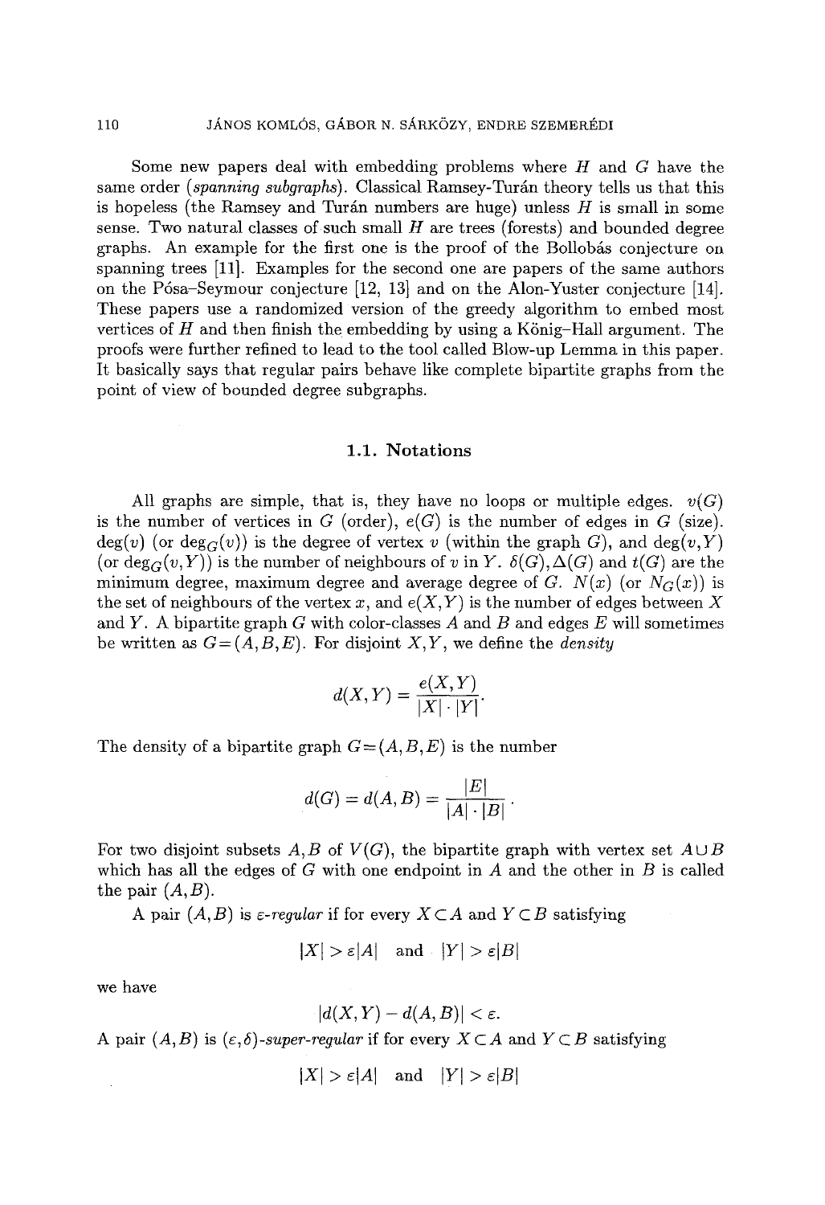Some new papers deal with embedding problems where $H$ and $G$ have the same order (*spanning subgraphs*). Classical Ramsey-Turán theory tells us that this is hopeless (the Ramsey and Turán numbers are huge) unless $H$ is small in some sense. Two natural classes of such small $H$ are trees (forests) and bounded degree graphs. An example for the first one is the proof of the Bollobás conjecture on spanning trees [11]. Examples for the second one are papers of the same authors on the Pósa–Seymour conjecture [12, 13] and on the Alon-Yuster conjecture [14]. These papers use a randomized version of the greedy algorithm to embed most vertices of $H$ and then finish the embedding by using a König–Hall argument. The proofs were further refined to lead to the tool called Blow-up Lemma in this paper. It basically says that regular pairs behave like complete bipartite graphs from the point of view of bounded degree subgraphs.

### 1.1. Notations

All graphs are simple, that is, they have no loops or multiple edges. $v(G)$ is the number of vertices in $G$ (order), $e(G)$ is the number of edges in $G$ (size). $\deg(v)$ (or $\deg_G(v)$) is the degree of vertex $v$ (within the graph $G$), and $\deg(v,Y)$ (or $\deg_G(v,Y)$) is the number of neighbours of $v$ in $Y$. $\delta(G), \Delta(G)$ and $t(G)$ are the minimum degree, maximum degree and average degree of $G$. $N(x)$ (or $N_G(x)$) is the set of neighbours of the vertex $x$, and $e(X,Y)$ is the number of edges between $X$ and $Y$. A bipartite graph $G$ with color-classes $A$ and $B$ and edges $E$ will sometimes be written as $G=(A,B,E)$. For disjoint $X,Y$, we define the *density*

$$d(X,Y) = \frac{e(X,Y)}{|X| \cdot |Y|}.$$

The density of a bipartite graph $G=(A,B,E)$ is the number

$$d(G) = d(A,B) = \frac{|E|}{|A| \cdot |B|}.$$

For two disjoint subsets $A,B$ of $V(G)$, the bipartite graph with vertex set $A \cup B$ which has all the edges of $G$ with one endpoint in $A$ and the other in $B$ is called the pair $(A,B)$.

A pair $(A,B)$ is *ε-regular* if for every $X \subset A$ and $Y \subset B$ satisfying

$$|X| > \varepsilon |A| \quad \text{and} \quad |Y| > \varepsilon |B|$$

we have

$$|d(X,Y) - d(A,B)| < \varepsilon.$$

A pair $(A,B)$ is *$(\varepsilon,\delta)$-super-regular* if for every $X \subset A$ and $Y \subset B$ satisfying

$$|X| > \varepsilon |A| \quad \text{and} \quad |Y| > \varepsilon |B|$$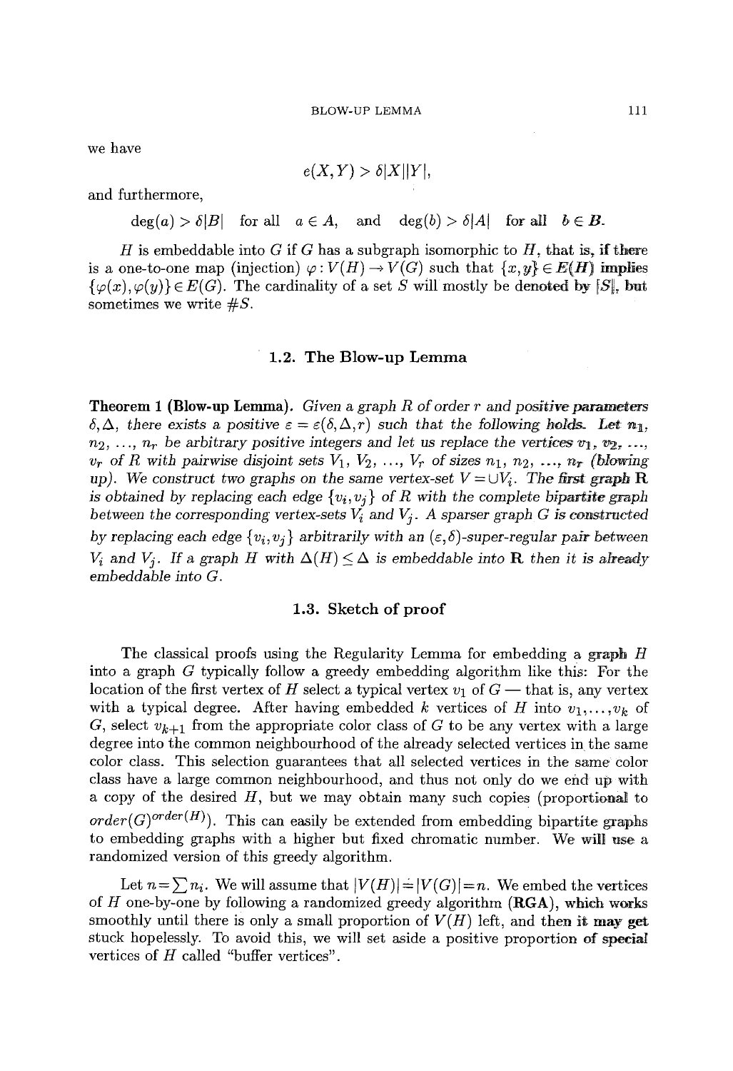we have

$$e(X,Y) > \delta|X||Y|,$$

and furthermore,

$$\deg(a) > \delta|B| \quad \text{for all} \quad a \in A, \quad \text{and} \quad \deg(b) > \delta|A| \quad \text{for all} \quad b \in B.$$

$H$ is embeddable into $G$ if $G$ has a subgraph isomorphic to $H$, that is, if there is a one-to-one map (injection) $\varphi: V(H) \to V(G)$ such that $\{x,y\} \in E(H)$ implies $\{\varphi(x), \varphi(y)\} \in E(G)$. The cardinality of a set $S$ will mostly be denoted by $|S|$, but sometimes we write $\#S$.

## 1.2. The Blow-up Lemma

**Theorem 1 (Blow-up Lemma).** *Given a graph $R$ of order $r$ and positive parameters $\delta, \Delta$, there exists a positive $\varepsilon = \varepsilon(\delta, \Delta, r)$ such that the following holds. Let $n_1$, $n_2$, ..., $n_r$ be arbitrary positive integers and let us replace the vertices $v_1$, $v_2$, ..., $v_r$ of $R$ with pairwise disjoint sets $V_1$, $V_2$, ..., $V_r$ of sizes $n_1$, $n_2$, ..., $n_r$ (blowing up). We construct two graphs on the same vertex-set $V = \cup V_i$. The first graph* **R** *is obtained by replacing each edge $\{v_i, v_j\}$ of $R$ with the complete bipartite graph between the corresponding vertex-sets $V_i$ and $V_j$. A sparser graph $G$ is constructed by replacing each edge $\{v_i, v_j\}$ arbitrarily with an $(\varepsilon, \delta)$-super-regular pair between $V_i$ and $V_j$. If a graph $H$ with $\Delta(H) \leq \Delta$ is embeddable into* **R** *then it is already embeddable into $G$.*

## 1.3. Sketch of proof

The classical proofs using the Regularity Lemma for embedding a graph $H$ into a graph $G$ typically follow a greedy embedding algorithm like this: For the location of the first vertex of $H$ select a typical vertex $v_1$ of $G$ — that is, any vertex with a typical degree. After having embedded $k$ vertices of $H$ into $v_1, \dots, v_k$ of $G$, select $v_{k+1}$ from the appropriate color class of $G$ to be any vertex with a large degree into the common neighbourhood of the already selected vertices in the same color class. This selection guarantees that all selected vertices in the same color class have a large common neighbourhood, and thus not only do we end up with a copy of the desired $H$, but we may obtain many such copies (proportional to $order(G)^{order(H)}$). This can easily be extended from embedding bipartite graphs to embedding graphs with a higher but fixed chromatic number. We will use a randomized version of this greedy algorithm.

Let $n = \sum n_i$. We will assume that $|V(H)| = |V(G)| = n$. We embed the vertices of $H$ one-by-one by following a randomized greedy algorithm (**RGA**), which works smoothly until there is only a small proportion of $V(H)$ left, and then it may get stuck hopelessly. To avoid this, we will set aside a positive proportion of special vertices of $H$ called "buffer vertices".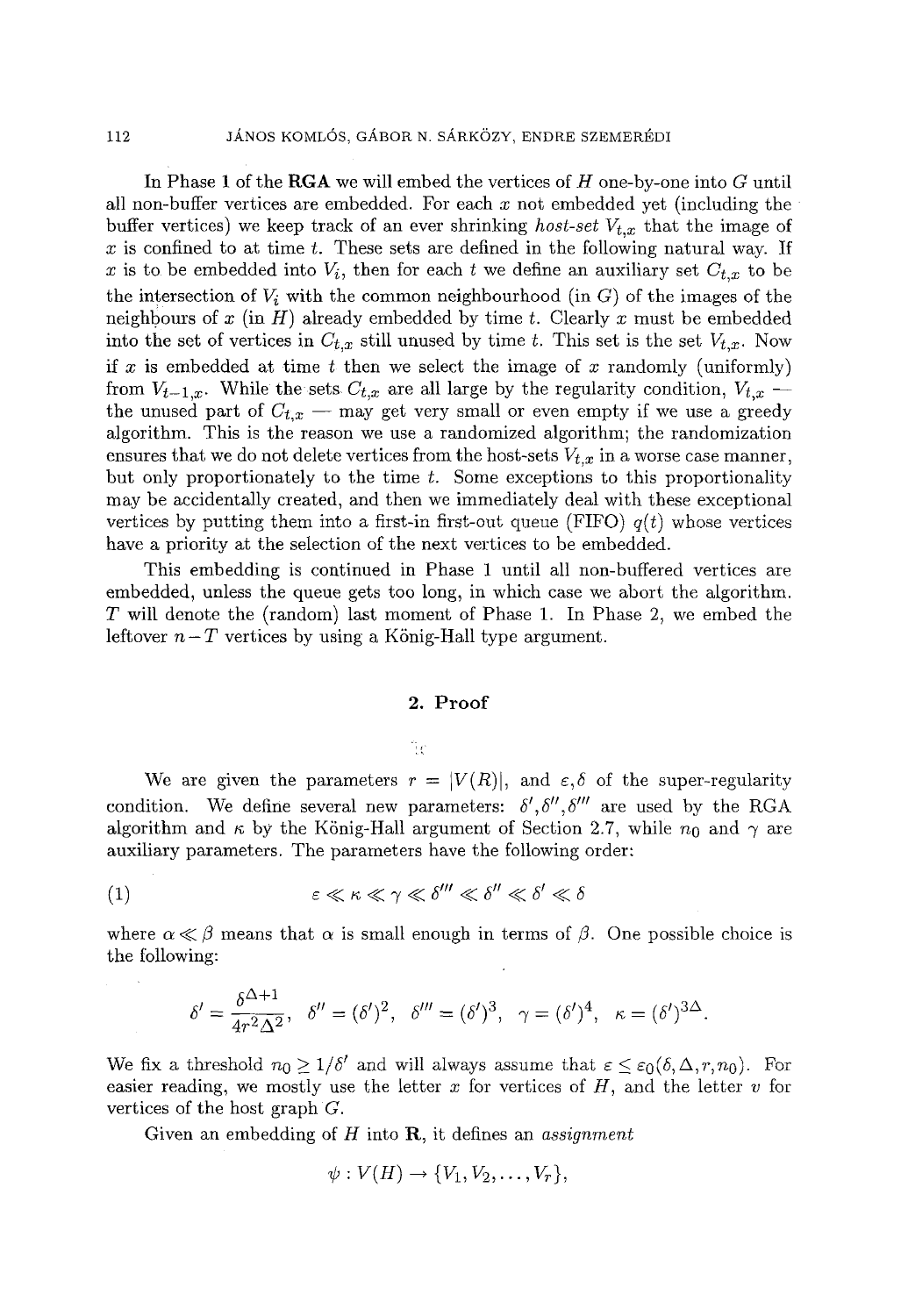In Phase 1 of the **RGA** we will embed the vertices of $H$ one-by-one into $G$ until all non-buffer vertices are embedded. For each $x$ not embedded yet (including the buffer vertices) we keep track of an ever shrinking *host-set* $V_{t,x}$ that the image of $x$ is confined to at time $t$. These sets are defined in the following natural way. If $x$ is to be embedded into $V_i$, then for each $t$ we define an auxiliary set $C_{t,x}$ to be the intersection of $V_i$ with the common neighbourhood (in $G$) of the images of the neighbours of $x$ (in $H$) already embedded by time $t$. Clearly $x$ must be embedded into the set of vertices in $C_{t,x}$ still unused by time $t$. This set is the set $V_{t,x}$. Now if $x$ is embedded at time $t$ then we select the image of $x$ randomly (uniformly) from $V_{t-1,x}$. While the sets $C_{t,x}$ are all large by the regularity condition, $V_{t,x}$ — the unused part of $C_{t,x}$ — may get very small or even empty if we use a greedy algorithm. This is the reason we use a randomized algorithm; the randomization ensures that we do not delete vertices from the host-sets $V_{t,x}$ in a worse case manner, but only proportionately to the time $t$. Some exceptions to this proportionality may be accidentally created, and then we immediately deal with these exceptional vertices by putting them into a first-in first-out queue (FIFO) $q(t)$ whose vertices have a priority at the selection of the next vertices to be embedded.

This embedding is continued in Phase 1 until all non-buffered vertices are embedded, unless the queue gets too long, in which case we abort the algorithm. $T$ will denote the (random) last moment of Phase 1. In Phase 2, we embed the leftover $n-T$ vertices by using a König-Hall type argument.

## 2. Proof

We are given the parameters $r = |V(R)|$, and $\varepsilon, \delta$ of the super-regularity condition. We define several new parameters: $\delta', \delta'', \delta'''$ are used by the RGA algorithm and $\kappa$ by the König-Hall argument of Section 2.7, while $n_0$ and $\gamma$ are auxiliary parameters. The parameters have the following order:

$$\varepsilon \ll \kappa \ll \gamma \ll \delta''' \ll \delta'' \ll \delta' \ll \delta \tag{1}$$

where $\alpha \ll \beta$ means that $\alpha$ is small enough in terms of $\beta$. One possible choice is the following:

$$\delta' = \frac{\delta^{\Delta+1}}{4r^2\Delta^2}, \quad \delta'' = (\delta')^2, \quad \delta''' = (\delta')^3, \quad \gamma = (\delta')^4, \quad \kappa = (\delta')^{3\Delta}.$$

We fix a threshold $n_0 \geq 1/\delta'$ and will always assume that $\varepsilon \leq \varepsilon_0(\delta, \Delta, r, n_0)$. For easier reading, we mostly use the letter $x$ for vertices of $H$, and the letter $v$ for vertices of the host graph $G$.

Given an embedding of $H$ into $\mathbf{R}$, it defines an *assignment*

$$\psi : V(H) \rightarrow \{V_1, V_2, \ldots, V_r\},$$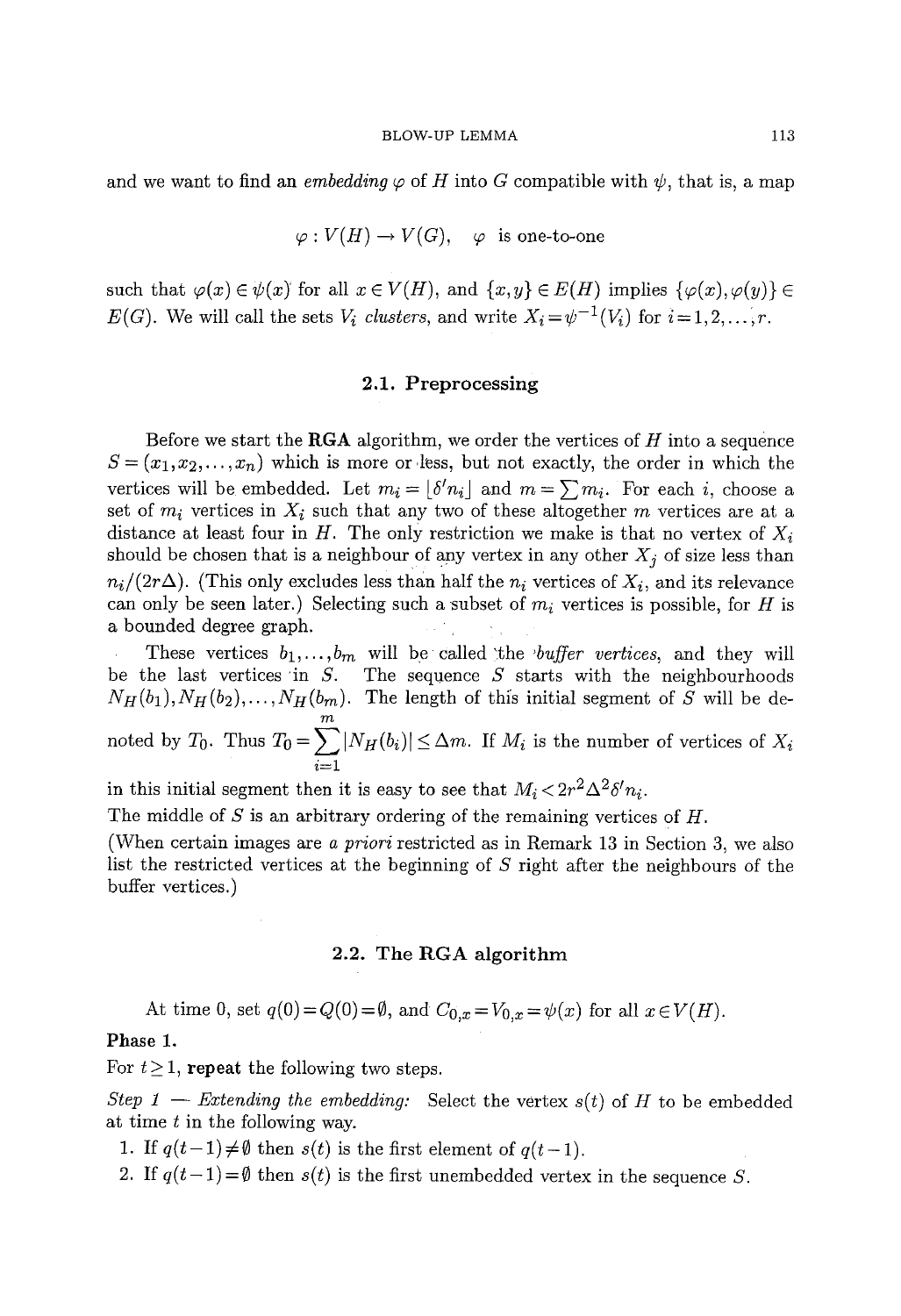and we want to find an *embedding* $\varphi$ of $H$ into $G$ compatible with $\psi$, that is, a map

$$\varphi : V(H) \to V(G), \quad \varphi \text{ is one-to-one}$$

such that $\varphi(x) \in \psi(x)$ for all $x \in V(H)$, and $\{x,y\} \in E(H)$ implies $\{\varphi(x), \varphi(y)\} \in E(G)$. We will call the sets $V_i$ *clusters*, and write $X_i = \psi^{-1}(V_i)$ for $i = 1, 2, \ldots, r$.

### 2.1. Preprocessing

Before we start the **RGA** algorithm, we order the vertices of $H$ into a sequence $S = (x_1, x_2, \ldots, x_n)$ which is more or less, but not exactly, the order in which the vertices will be embedded. Let $m_i = \lfloor \delta' n_i \rfloor$ and $m = \sum m_i$. For each $i$, choose a set of $m_i$ vertices in $X_i$ such that any two of these altogether $m$ vertices are at a distance at least four in $H$. The only restriction we make is that no vertex of $X_i$ should be chosen that is a neighbour of any vertex in any other $X_j$ of size less than $n_i/(2r\Delta)$. (This only excludes less than half the $n_i$ vertices of $X_i$, and its relevance can only be seen later.) Selecting such a subset of $m_i$ vertices is possible, for $H$ is a bounded degree graph.

These vertices $b_1, \ldots, b_m$ will be called the *buffer vertices*, and they will be the last vertices in $S$. The sequence $S$ starts with the neighbourhoods $N_H(b_1), N_H(b_2), \ldots, N_H(b_m)$. The length of this initial segment of $S$ will be denoted by $T_0$. Thus $T_0 = \sum_{i=1}^{m} |N_H(b_i)| \le \Delta m$. If $M_i$ is the number of vertices of $X_i$ in this initial segment then it is easy to see that $M_i < 2r^2\Delta^2\delta' n_i$.

The middle of $S$ is an arbitrary ordering of the remaining vertices of $H$.

(When certain images are *a priori* restricted as in Remark 13 in Section 3, we also list the restricted vertices at the beginning of $S$ right after the neighbours of the buffer vertices.)

### 2.2. The RGA algorithm

At time 0, set $q(0) = Q(0) = \emptyset$, and $C_{0,x} = V_{0,x} = \psi(x)$ for all $x \in V(H)$.

**Phase 1.**

For $t \ge 1$, **repeat** the following two steps.

*Step 1 — Extending the embedding:* Select the vertex $s(t)$ of $H$ to be embedded at time $t$ in the following way.

1. If $q(t-1) \ne \emptyset$ then $s(t)$ is the first element of $q(t-1)$.
2. If $q(t-1) = \emptyset$ then $s(t)$ is the first unembedded vertex in the sequence $S$.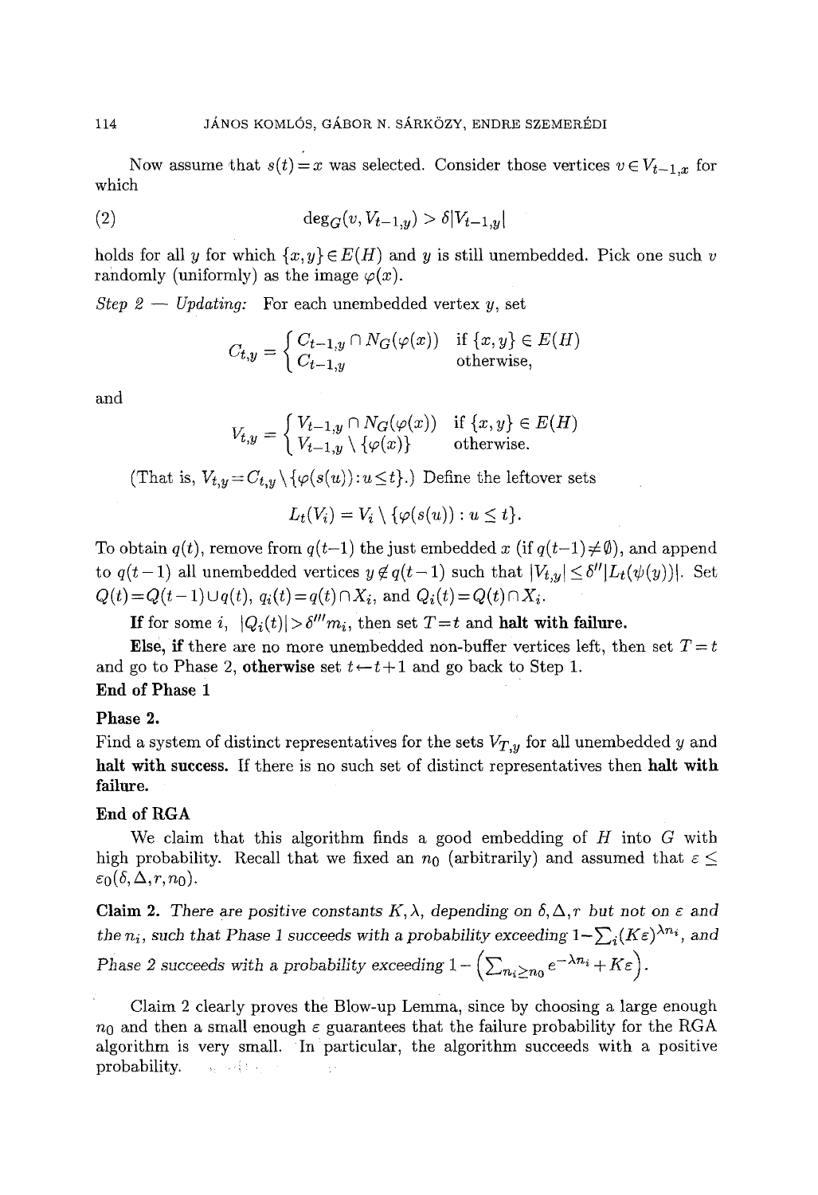Now assume that $s(t)=x$ was selected. Consider those vertices $v \in V_{t-1,x}$ for which

$$\deg_G(v, V_{t-1,y}) > \delta |V_{t-1,y}| \tag{2}$$

holds for all $y$ for which $\{x,y\} \in E(H)$ and $y$ is still unembedded. Pick one such $v$ randomly (uniformly) as the image $\varphi(x)$.

*Step 2 — Updating:* For each unembedded vertex $y$, set

$$C_{t,y} = \begin{cases} C_{t-1,y} \cap N_G(\varphi(x)) & \text{if } \{x,y\} \in E(H) \\ C_{t-1,y} & \text{otherwise,} \end{cases}$$

and

$$V_{t,y} = \begin{cases} V_{t-1,y} \cap N_G(\varphi(x)) & \text{if } \{x,y\} \in E(H) \\ V_{t-1,y} \setminus \{\varphi(x)\} & \text{otherwise.} \end{cases}$$

(That is, $V_{t,y} = C_{t,y} \setminus \{\varphi(s(u)) : u \leq t\}$.) Define the leftover sets

$$L_t(V_i) = V_i \setminus \{\varphi(s(u)) : u \leq t\}.$$

To obtain $q(t)$, remove from $q(t-1)$ the just embedded $x$ (if $q(t-1) \neq \emptyset$), and append to $q(t-1)$ all unembedded vertices $y \notin q(t-1)$ such that $|V_{t,y}| \leq \delta'' |L_t(\psi(y))|$. Set $Q(t) = Q(t-1) \cup q(t)$, $q_i(t) = q(t) \cap X_i$, and $Q_i(t) = Q(t) \cap X_i$.

**If** for some $i$, $|Q_i(t)| > \delta''' m_i$, then set $T=t$ and **halt with failure.**

**Else, if** there are no more unembedded non-buffer vertices left, then set $T=t$ and go to Phase 2, **otherwise** set $t \leftarrow t+1$ and go back to Step 1.

**End of Phase 1**

**Phase 2.**

Find a system of distinct representatives for the sets $V_{T,y}$ for all unembedded $y$ and **halt with success.** If there is no such set of distinct representatives then **halt with failure.**

**End of RGA**

We claim that this algorithm finds a good embedding of $H$ into $G$ with high probability. Recall that we fixed an $n_0$ (arbitrarily) and assumed that $\varepsilon \leq \varepsilon_0(\delta, \Delta, r, n_0)$.

**Claim 2.** *There are positive constants $K, \lambda$, depending on $\delta, \Delta, r$ but not on $\varepsilon$ and the $n_i$, such that Phase 1 succeeds with a probability exceeding $1 - \sum_i (K\varepsilon)^{\lambda n_i}$, and Phase 2 succeeds with a probability exceeding $1 - \left(\sum_{n_i \geq n_0} e^{-\lambda n_i} + K\varepsilon\right)$.*

Claim 2 clearly proves the Blow-up Lemma, since by choosing a large enough $n_0$ and then a small enough $\varepsilon$ guarantees that the failure probability for the RGA algorithm is very small. In particular, the algorithm succeeds with a positive probability.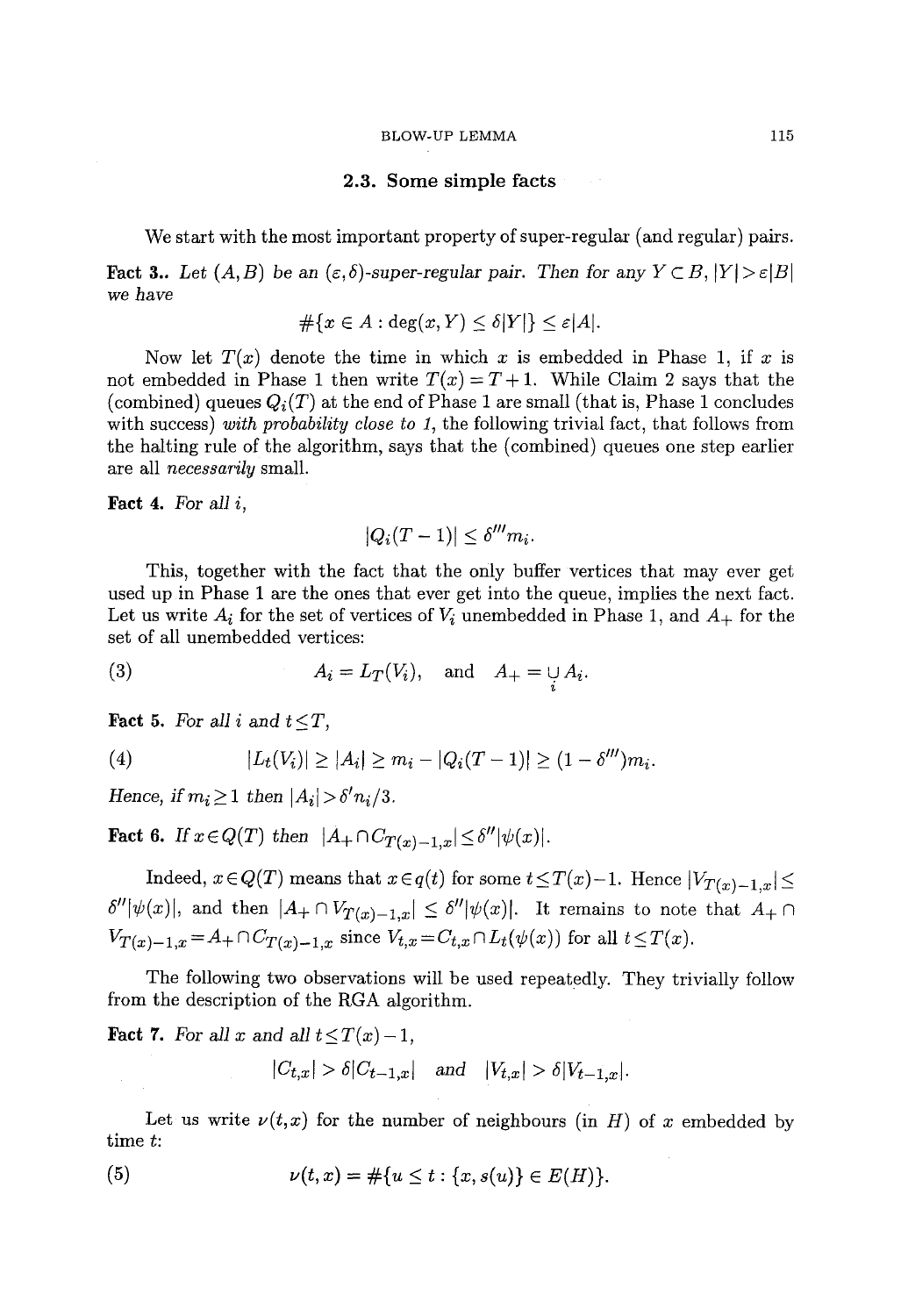### 2.3. Some simple facts

We start with the most important property of super-regular (and regular) pairs.

**Fact 3..** *Let $(A, B)$ be an $(\varepsilon, \delta)$-super-regular pair. Then for any $Y \subset B$, $|Y| > \varepsilon |B|$ we have*

$$\#\{x \in A : \deg(x, Y) \le \delta |Y|\} \le \varepsilon |A|.$$

Now let $T(x)$ denote the time in which $x$ is embedded in Phase 1, if $x$ is not embedded in Phase 1 then write $T(x) = T + 1$. While Claim 2 says that the (combined) queues $Q_i(T)$ at the end of Phase 1 are small (that is, Phase 1 concludes with success) *with probability close to 1*, the following trivial fact, that follows from the halting rule of the algorithm, says that the (combined) queues one step earlier are all *necessarily* small.

**Fact 4.** *For all $i$,*

$$|Q_i(T-1)| \le \delta''' m_i.$$

This, together with the fact that the only buffer vertices that may ever get used up in Phase 1 are the ones that ever get into the queue, implies the next fact. Let us write $A_i$ for the set of vertices of $V_i$ unembedded in Phase 1, and $A_+$ for the set of all unembedded vertices:

$$A_i = L_T(V_i), \quad \text{and} \quad A_+ = \bigcup_i A_i. \tag{3}$$

**Fact 5.** *For all $i$ and $t \le T$,*

$$|L_t(V_i)| \ge |A_i| \ge m_i - |Q_i(T-1)| \ge (1 - \delta''') m_i. \tag{4}$$

*Hence, if $m_i \ge 1$ then $|A_i| > \delta' n_i / 3$.*

**Fact 6.** *If $x \in Q(T)$ then $|A_+ \cap C_{T(x)-1,x}| \le \delta'' |\psi(x)|$.*

Indeed, $x \in Q(T)$ means that $x \in q(t)$ for some $t \le T(x) - 1$. Hence $|V_{T(x)-1,x}| \le \delta'' |\psi(x)|$, and then $|A_+ \cap V_{T(x)-1,x}| \le \delta'' |\psi(x)|$. It remains to note that $A_+ \cap V_{T(x)-1,x} = A_+ \cap C_{T(x)-1,x}$ since $V_{t,x} = C_{t,x} \cap L_t(\psi(x))$ for all $t \le T(x)$.

The following two observations will be used repeatedly. They trivially follow from the description of the RGA algorithm.

**Fact 7.** *For all $x$ and all $t \le T(x) - 1$,*

$$|C_{t,x}| > \delta |C_{t-1,x}| \quad \text{and} \quad |V_{t,x}| > \delta |V_{t-1,x}|.$$

Let us write $\nu(t, x)$ for the number of neighbours (in $H$) of $x$ embedded by time $t$:

$$\nu(t, x) = \#\{u \le t : \{x, s(u)\} \in E(H)\}. \tag{5}$$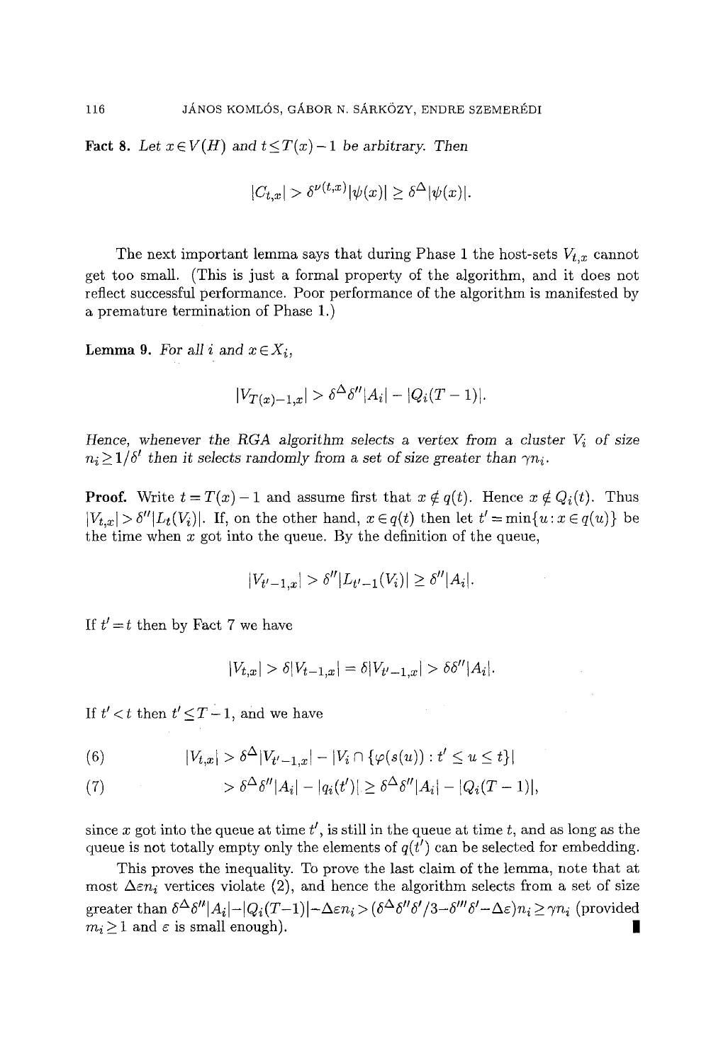**Fact 8.** *Let $x \in V(H)$ and $t \le T(x) - 1$ be arbitrary. Then*

$$|C_{t,x}| > \delta^{\nu(t,x)} |\psi(x)| \ge \delta^{\Delta} |\psi(x)|.$$

The next important lemma says that during Phase 1 the host-sets $V_{t,x}$ cannot get too small. (This is just a formal property of the algorithm, and it does not reflect successful performance. Poor performance of the algorithm is manifested by a premature termination of Phase 1.)

**Lemma 9.** *For all $i$ and $x \in X_i$,*

$$|V_{T(x)-1,x}| > \delta^{\Delta} \delta'' |A_i| - |Q_i(T-1)|.$$

*Hence, whenever the RGA algorithm selects a vertex from a cluster $V_i$ of size $n_i \ge 1/\delta'$ then it selects randomly from a set of size greater than $\gamma n_i$.*

**Proof.** Write $t = T(x) - 1$ and assume first that $x \notin q(t)$. Hence $x \notin Q_i(t)$. Thus $|V_{t,x}| > \delta'' |L_t(V_i)|$. If, on the other hand, $x \in q(t)$ then let $t' = \min\{u : x \in q(u)\}$ be the time when $x$ got into the queue. By the definition of the queue,

$$|V_{t'-1,x}| > \delta'' |L_{t'-1}(V_i)| \ge \delta'' |A_i|.$$

If $t' = t$ then by Fact 7 we have

$$|V_{t,x}| > \delta |V_{t-1,x}| = \delta |V_{t'-1,x}| > \delta \delta'' |A_i|.$$

If $t' < t$ then $t' \le T - 1$, and we have

$$|V_{t,x}| > \delta^{\Delta} |V_{t'-1,x}| - |V_i \cap \{\varphi(s(u)) : t' \le u \le t\}| \tag{6}$$

$$> \delta^{\Delta} \delta'' |A_i| - |q_i(t')| \ge \delta^{\Delta} \delta'' |A_i| - |Q_i(T-1)|, \tag{7}$$

since $x$ got into the queue at time $t'$, is still in the queue at time $t$, and as long as the queue is not totally empty only the elements of $q(t')$ can be selected for embedding.

This proves the inequality. To prove the last claim of the lemma, note that at most $\Delta \varepsilon n_i$ vertices violate (2), and hence the algorithm selects from a set of size greater than $\delta^{\Delta} \delta'' |A_i| - |Q_i(T-1)| - \Delta \varepsilon n_i > (\delta^{\Delta} \delta'' \delta'/3 - \delta''' \delta' - \Delta \varepsilon) n_i \ge \gamma n_i$ (provided $m_i \ge 1$ and $\varepsilon$ is small enough). ∎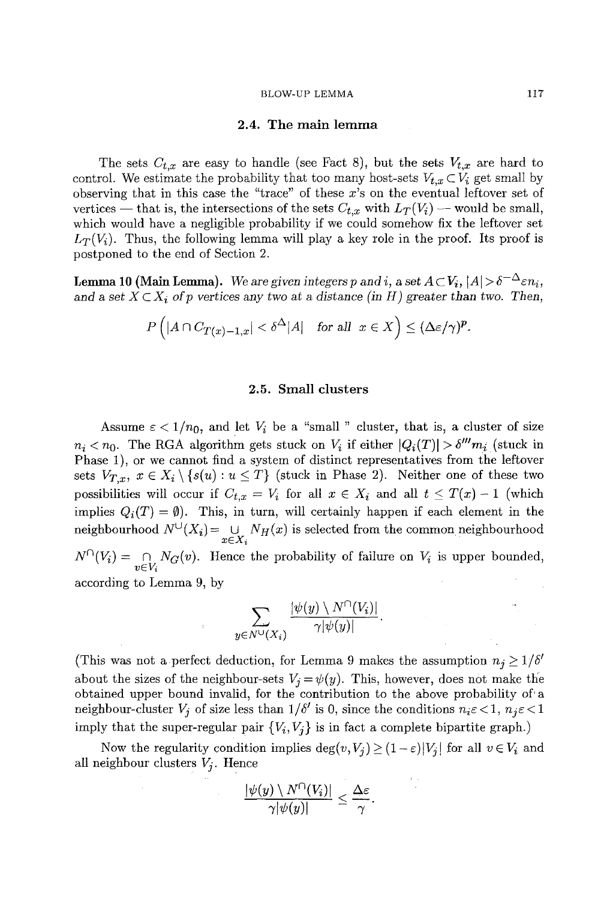## 2.4. The main lemma

The sets $C_{t,x}$ are easy to handle (see Fact 8), but the sets $V_{t,x}$ are hard to control. We estimate the probability that too many host-sets $V_{t,x} \subset V_i$ get small by observing that in this case the "trace" of these $x$'s on the eventual leftover set of vertices — that is, the intersections of the sets $C_{t,x}$ with $L_T(V_i)$ — would be small, which would have a negligible probability if we could somehow fix the leftover set $L_T(V_i)$. Thus, the following lemma will play a key role in the proof. Its proof is postponed to the end of Section 2.

**Lemma 10 (Main Lemma).** *We are given integers $p$ and $i$, a set $A \subset V_i$, $|A| > \delta^{-\Delta}\varepsilon n_i$, and a set $X \subset X_i$ of $p$ vertices any two at a distance (in $H$) greater than two. Then,*

$$P\left(|A \cap C_{T(x)-1,x}| < \delta^{\Delta}|A| \quad \text{for all} \quad x \in X\right) \leq (\Delta\varepsilon/\gamma)^p.$$

## 2.5. Small clusters

Assume $\varepsilon < 1/n_0$, and let $V_i$ be a "small " cluster, that is, a cluster of size $n_i < n_0$. The RGA algorithm gets stuck on $V_i$ if either $|Q_i(T)| > \delta''' m_i$ (stuck in Phase 1), or we cannot find a system of distinct representatives from the leftover sets $V_{T,x}$, $x \in X_i \setminus \{s(u) : u \leq T\}$ (stuck in Phase 2). Neither one of these two possibilities will occur if $C_{t,x} = V_i$ for all $x \in X_i$ and all $t \leq T(x) - 1$ (which implies $Q_i(T) = \emptyset$). This, in turn, will certainly happen if each element in the neighbourhood $N^{\cup}(X_i) = \bigcup_{x \in X_i} N_H(x)$ is selected from the common neighbourhood $N^{\cap}(V_i) = \bigcap_{v \in V_i} N_G(v)$. Hence the probability of failure on $V_i$ is upper bounded, according to Lemma 9, by

$$\sum_{y \in N^{\cup}(X_i)} \frac{|\psi(y) \setminus N^{\cap}(V_i)|}{\gamma|\psi(y)|}.$$

(This was not a perfect deduction, for Lemma 9 makes the assumption $n_j \geq 1/\delta'$ about the sizes of the neighbour-sets $V_j = \psi(y)$. This, however, does not make the obtained upper bound invalid, for the contribution to the above probability of a neighbour-cluster $V_j$ of size less than $1/\delta'$ is 0, since the conditions $n_i\varepsilon < 1$, $n_j\varepsilon < 1$ imply that the super-regular pair $\{V_i, V_j\}$ is in fact a complete bipartite graph.)

Now the regularity condition implies $\deg(v, V_j) \geq (1-\varepsilon)|V_j|$ for all $v \in V_i$ and all neighbour clusters $V_j$. Hence

$$\frac{|\psi(y) \setminus N^{\cap}(V_i)|}{\gamma|\psi(y)|} \leq \frac{\Delta\varepsilon}{\gamma}.$$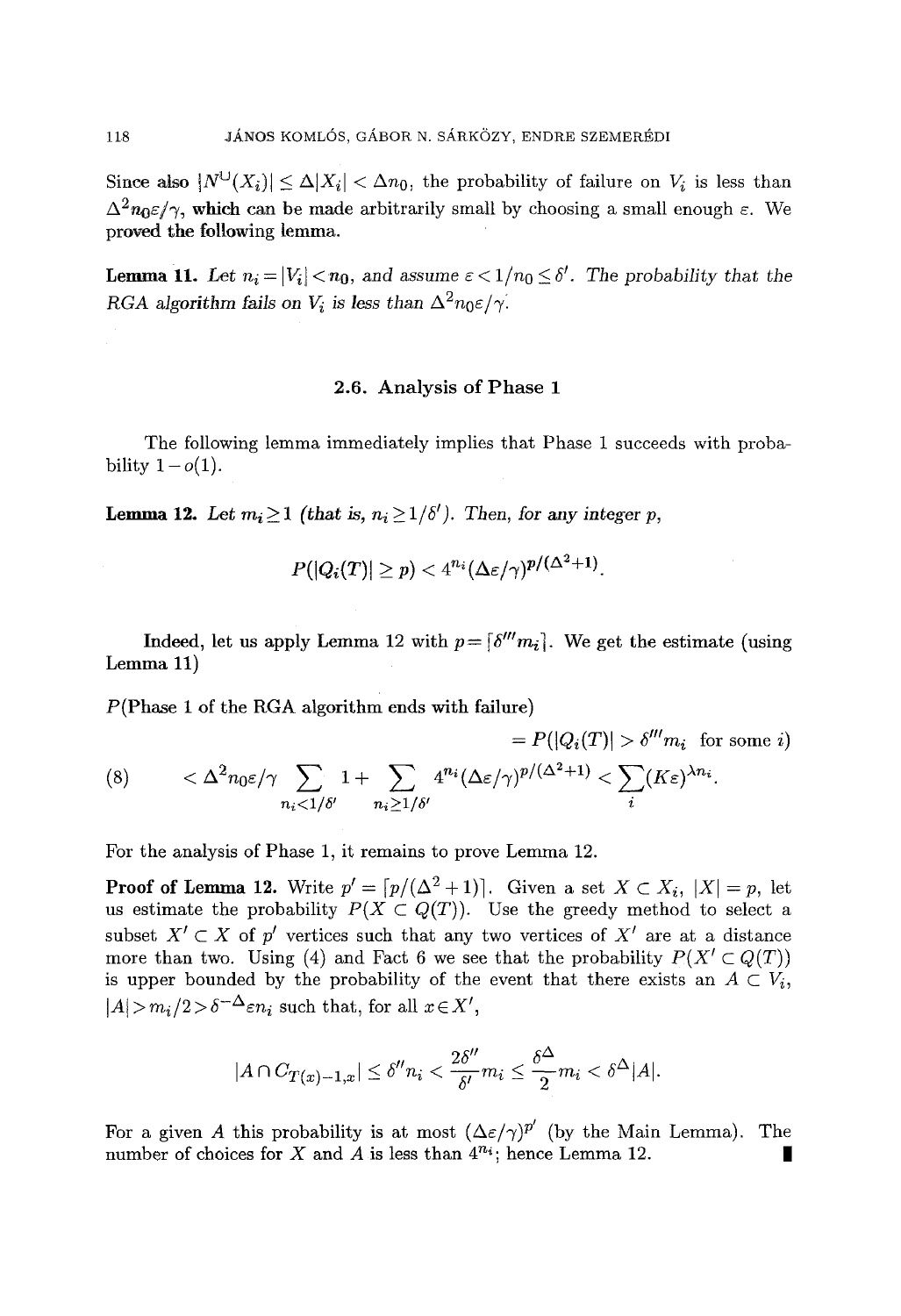Since also $|N^{\cup}(X_i)| \le \Delta|X_i| < \Delta n_0$, the probability of failure on $V_i$ is less than $\Delta^2 n_0 \varepsilon/\gamma$, which can be made arbitrarily small by choosing a small enough $\varepsilon$. We proved the following lemma.

**Lemma 11.** *Let $n_i = |V_i| < n_0$, and assume $\varepsilon < 1/n_0 \le \delta'$. The probability that the RGA algorithm fails on $V_i$ is less than $\Delta^2 n_0 \varepsilon/\gamma$.*

### 2.6. Analysis of Phase 1

The following lemma immediately implies that Phase 1 succeeds with probability $1 - o(1)$.

**Lemma 12.** *Let $m_i \ge 1$ (that is, $n_i \ge 1/\delta'$). Then, for any integer $p$,*

$$P(|Q_i(T)| \ge p) < 4^{n_i}(\Delta\varepsilon/\gamma)^{p/(\Delta^2+1)}.$$

Indeed, let us apply Lemma 12 with $p = \lceil \delta''' m_i \rceil$. We get the estimate (using Lemma 11)

$P$(Phase 1 of the RGA algorithm ends with failure)

$$= P(|Q_i(T)| > \delta''' m_i \text{ for some } i)$$

$$< \Delta^2 n_0 \varepsilon/\gamma \sum_{n_i < 1/\delta'} 1 + \sum_{n_i \ge 1/\delta'} 4^{n_i}(\Delta\varepsilon/\gamma)^{p/(\Delta^2+1)} < \sum_i (K\varepsilon)^{\lambda n_i}. \tag{8}$$

For the analysis of Phase 1, it remains to prove Lemma 12.

**Proof of Lemma 12.** Write $p' = \lceil p/(\Delta^2+1) \rceil$. Given a set $X \subset X_i$, $|X| = p$, let us estimate the probability $P(X \subset Q(T))$. Use the greedy method to select a subset $X' \subset X$ of $p'$ vertices such that any two vertices of $X'$ are at a distance more than two. Using (4) and Fact 6 we see that the probability $P(X' \subset Q(T))$ is upper bounded by the probability of the event that there exists an $A \subset V_i$, $|A| > m_i/2 > \delta^{-\Delta}\varepsilon n_i$ such that, for all $x \in X'$,

$$|A \cap C_{T(x)-1,x}| \le \delta'' n_i < \frac{2\delta''}{\delta'} m_i \le \frac{\delta^\Delta}{2} m_i < \delta^\Delta |A|.$$

For a given $A$ this probability is at most $(\Delta\varepsilon/\gamma)^{p'}$ (by the Main Lemma). The number of choices for $X$ and $A$ is less than $4^{n_i}$; hence Lemma 12. ∎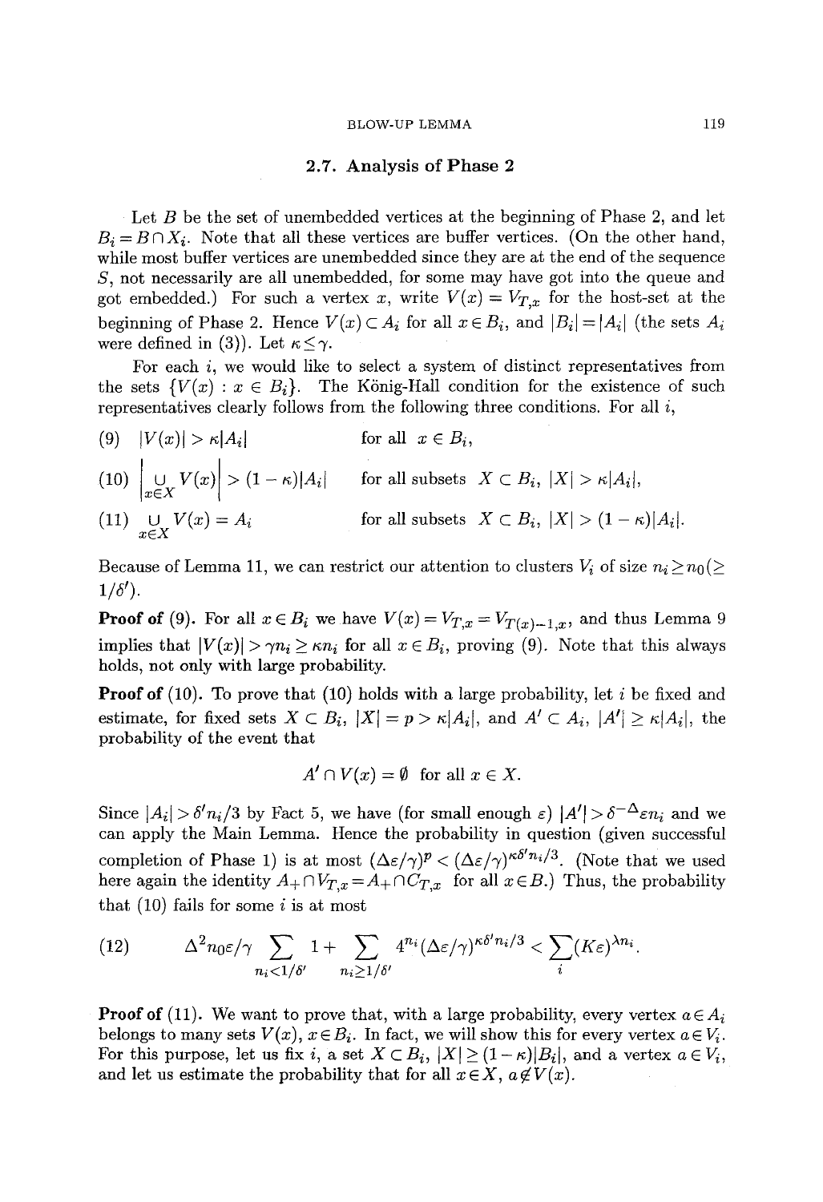### 2.7. Analysis of Phase 2

Let $B$ be the set of unembedded vertices at the beginning of Phase 2, and let $B_i = B \cap X_i$. Note that all these vertices are buffer vertices. (On the other hand, while most buffer vertices are unembedded since they are at the end of the sequence $S$, not necessarily are all unembedded, for some may have got into the queue and got embedded.) For such a vertex $x$, write $V(x) = V_{T,x}$ for the host-set at the beginning of Phase 2. Hence $V(x) \subset A_i$ for all $x \in B_i$, and $|B_i| = |A_i|$ (the sets $A_i$ were defined in (3)). Let $\kappa \leq \gamma$.

For each $i$, we would like to select a system of distinct representatives from the sets $\{V(x) : x \in B_i\}$. The König-Hall condition for the existence of such representatives clearly follows from the following three conditions. For all $i$,

$$(9) \quad |V(x)| > \kappa |A_i| \qquad \text{for all } x \in B_i,$$

$$(10) \quad \left| \bigcup_{x \in X} V(x) \right| > (1-\kappa)|A_i| \qquad \text{for all subsets } X \subset B_i,\ |X| > \kappa |A_i|,$$

$$(11) \quad \bigcup_{x \in X} V(x) = A_i \qquad \text{for all subsets } X \subset B_i,\ |X| > (1-\kappa)|A_i|.$$

Because of Lemma 11, we can restrict our attention to clusters $V_i$ of size $n_i \geq n_0 (\geq 1/\delta')$.

**Proof of** (9). For all $x \in B_i$ we have $V(x) = V_{T,x} = V_{T(x)-1,x}$, and thus Lemma 9 implies that $|V(x)| > \gamma n_i \geq \kappa n_i$ for all $x \in B_i$, proving (9). Note that this always holds, not only with large probability.

**Proof of** (10). To prove that (10) holds with a large probability, let $i$ be fixed and estimate, for fixed sets $X \subset B_i$, $|X| = p > \kappa |A_i|$, and $A' \subset A_i$, $|A'| \geq \kappa |A_i|$, the probability of the event that

$$A' \cap V(x) = \emptyset \quad \text{for all } x \in X.$$

Since $|A_i| > \delta' n_i / 3$ by Fact 5, we have (for small enough $\varepsilon$) $|A'| > \delta^{-\Delta} \varepsilon n_i$ and we can apply the Main Lemma. Hence the probability in question (given successful completion of Phase 1) is at most $(\Delta\varepsilon/\gamma)^p < (\Delta\varepsilon/\gamma)^{\kappa\delta' n_i/3}$. (Note that we used here again the identity $A_+ \cap V_{T,x} = A_+ \cap C_{T,x}$ for all $x \in B$.) Thus, the probability that (10) fails for some $i$ is at most

$$(12) \qquad \Delta^2 n_0 \varepsilon/\gamma \sum_{n_i < 1/\delta'} 1 + \sum_{n_i \geq 1/\delta'} 4^{n_i} (\Delta\varepsilon/\gamma)^{\kappa\delta' n_i/3} < \sum_i (K\varepsilon)^{\lambda n_i}.$$

**Proof of** (11). We want to prove that, with a large probability, every vertex $a \in A_i$ belongs to many sets $V(x)$, $x \in B_i$. In fact, we will show this for every vertex $a \in V_i$. For this purpose, let us fix $i$, a set $X \subset B_i$, $|X| \geq (1-\kappa)|B_i|$, and a vertex $a \in V_i$, and let us estimate the probability that for all $x \in X$, $a \notin V(x)$.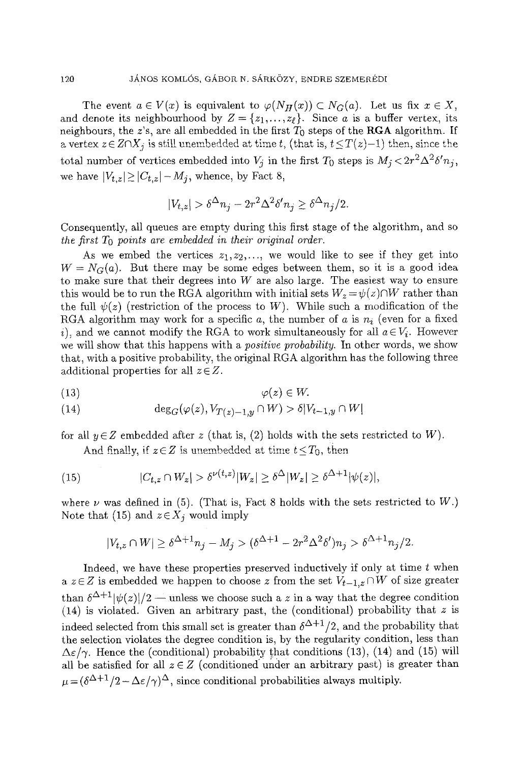The event $a \in V(x)$ is equivalent to $\varphi(N_H(x)) \subset N_G(a)$. Let us fix $x \in X$, and denote its neighbourhood by $Z = \{z_1, \ldots, z_\ell\}$. Since $a$ is a buffer vertex, its neighbours, the $z$'s, are all embedded in the first $T_0$ steps of the **RGA** algorithm. If a vertex $z \in Z \cap X_j$ is still unembedded at time $t$, (that is, $t \le T(z)-1$) then, since the total number of vertices embedded into $V_j$ in the first $T_0$ steps is $M_j < 2r^2\Delta^2\delta' n_j$, we have $|V_{t,z}| \ge |C_{t,z}| - M_j$, whence, by Fact 8,

$$|V_{t,z}| > \delta^\Delta n_j - 2r^2\Delta^2\delta' n_j \ge \delta^\Delta n_j/2.$$

Consequently, all queues are empty during this first stage of the algorithm, and so *the first $T_0$ points are embedded in their original order.*

As we embed the vertices $z_1, z_2, \ldots$, we would like to see if they get into $W = N_G(a)$. But there may be some edges between them, so it is a good idea to make sure that their degrees into $W$ are also large. The easiest way to ensure this would be to run the RGA algorithm with initial sets $W_z = \psi(z) \cap W$ rather than the full $\psi(z)$ (restriction of the process to $W$). While such a modification of the RGA algorithm may work for a specific $a$, the number of $a$ is $n_i$ (even for a fixed $i$), and we cannot modify the RGA to work simultaneously for all $a \in V_i$. However we will show that this happens with a *positive probability*. In other words, we show that, with a positive probability, the original RGA algorithm has the following three additional properties for all $z \in Z$.

$$\varphi(z) \in W. \tag{13}$$

$$\deg_G(\varphi(z), V_{T(z)-1,y} \cap W) > \delta |V_{t-1,y} \cap W| \tag{14}$$

for all $y \in Z$ embedded after $z$ (that is, (2) holds with the sets restricted to $W$).

And finally, if $z \in Z$ is unembedded at time $t \le T_0$, then

$$|C_{t,z} \cap W_z| > \delta^{\nu(t,z)} |W_z| \ge \delta^\Delta |W_z| \ge \delta^{\Delta+1} |\psi(z)|, \tag{15}$$

where $\nu$ was defined in (5). (That is, Fact 8 holds with the sets restricted to $W$.) Note that (15) and $z \in X_j$ would imply

$$|V_{t,z} \cap W| \ge \delta^{\Delta+1} n_j - M_j > (\delta^{\Delta+1} - 2r^2\Delta^2\delta')n_j > \delta^{\Delta+1} n_j/2.$$

Indeed, we have these properties preserved inductively if only at time $t$ when a $z \in Z$ is embedded we happen to choose $z$ from the set $V_{t-1,z} \cap W$ of size greater than $\delta^{\Delta+1}|\psi(z)|/2$ — unless we choose such a $z$ in a way that the degree condition (14) is violated. Given an arbitrary past, the (conditional) probability that $z$ is indeed selected from this small set is greater than $\delta^{\Delta+1}/2$, and the probability that the selection violates the degree condition is, by the regularity condition, less than $\Delta\varepsilon/\gamma$. Hence the (conditional) probability that conditions (13), (14) and (15) will all be satisfied for all $z \in Z$ (conditioned under an arbitrary past) is greater than $\mu = (\delta^{\Delta+1}/2 - \Delta\varepsilon/\gamma)^\Delta$, since conditional probabilities always multiply.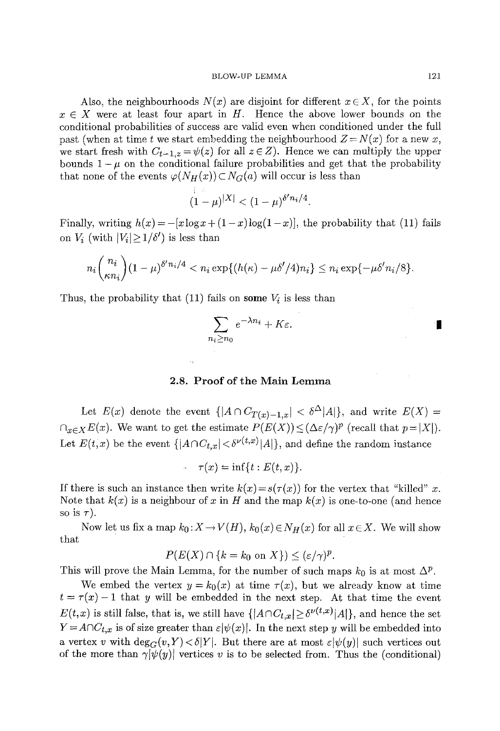Also, the neighbourhoods $N(x)$ are disjoint for different $x \in X$, for the points $x \in X$ were at least four apart in $H$. Hence the above lower bounds on the conditional probabilities of success are valid even when conditioned under the full past (when at time $t$ we start embedding the neighbourhood $Z = N(x)$ for a new $x$, we start fresh with $C_{t-1,z} = \psi(z)$ for all $z \in Z$). Hence we can multiply the upper bounds $1-\mu$ on the conditional failure probabilities and get that the probability that none of the events $\varphi(N_H(x)) \subset N_G(a)$ will occur is less than

$$(1-\mu)^{|X|} < (1-\mu)^{\delta' n_i/4}.$$

Finally, writing $h(x) = -[x \log x + (1-x)\log(1-x)]$, the probability that (11) fails on $V_i$ (with $|V_i| \geq 1/\delta'$) is less than

$$n_i \binom{n_i}{\kappa n_i}(1-\mu)^{\delta' n_i/4} < n_i \exp\{(h(\kappa) - \mu\delta'/4)n_i\} \leq n_i \exp\{-\mu\delta' n_i/8\}.$$

Thus, the probability that (11) fails on **some** $V_i$ is less than

$$\sum_{n_i \geq n_0} e^{-\lambda n_i} + K\varepsilon.$$

∎

## 2.8. Proof of the Main Lemma

Let $E(x)$ denote the event $\{|A \cap C_{T(x)-1,x}| < \delta^{\Delta}|A|\}$, and write $E(X) = \cap_{x \in X} E(x)$. We want to get the estimate $P(E(X)) \leq (\Delta\varepsilon/\gamma)^p$ (recall that $p = |X|$). Let $E(t,x)$ be the event $\{|A \cap C_{t,x}| < \delta^{\nu(t,x)}|A|\}$, and define the random instance

$$\tau(x) = \inf\{t : E(t,x)\}.$$

If there is such an instance then write $k(x) = s(\tau(x))$ for the vertex that "killed" $x$. Note that $k(x)$ is a neighbour of $x$ in $H$ and the map $k(x)$ is one-to-one (and hence so is $\tau$).

Now let us fix a map $k_0 : X \to V(H)$, $k_0(x) \in N_H(x)$ for all $x \in X$. We will show that

$$P(E(X) \cap \{k = k_0 \text{ on } X\}) \leq (\varepsilon/\gamma)^p.$$

This will prove the Main Lemma, for the number of such maps $k_0$ is at most $\Delta^p$.

We embed the vertex $y = k_0(x)$ at time $\tau(x)$, but we already know at time $t = \tau(x) - 1$ that $y$ will be embedded in the next step. At that time the event $E(t,x)$ is still false, that is, we still have $\{|A \cap C_{t,x}| \geq \delta^{\nu(t,x)}|A|\}$, and hence the set $Y = A \cap C_{t,x}$ is of size greater than $\varepsilon|\psi(x)|$. In the next step $y$ will be embedded into a vertex $v$ with $\deg_G(v,Y) < \delta|Y|$. But there are at most $\varepsilon|\psi(y)|$ such vertices out of the more than $\gamma|\psi(y)|$ vertices $v$ is to be selected from. Thus the (conditional)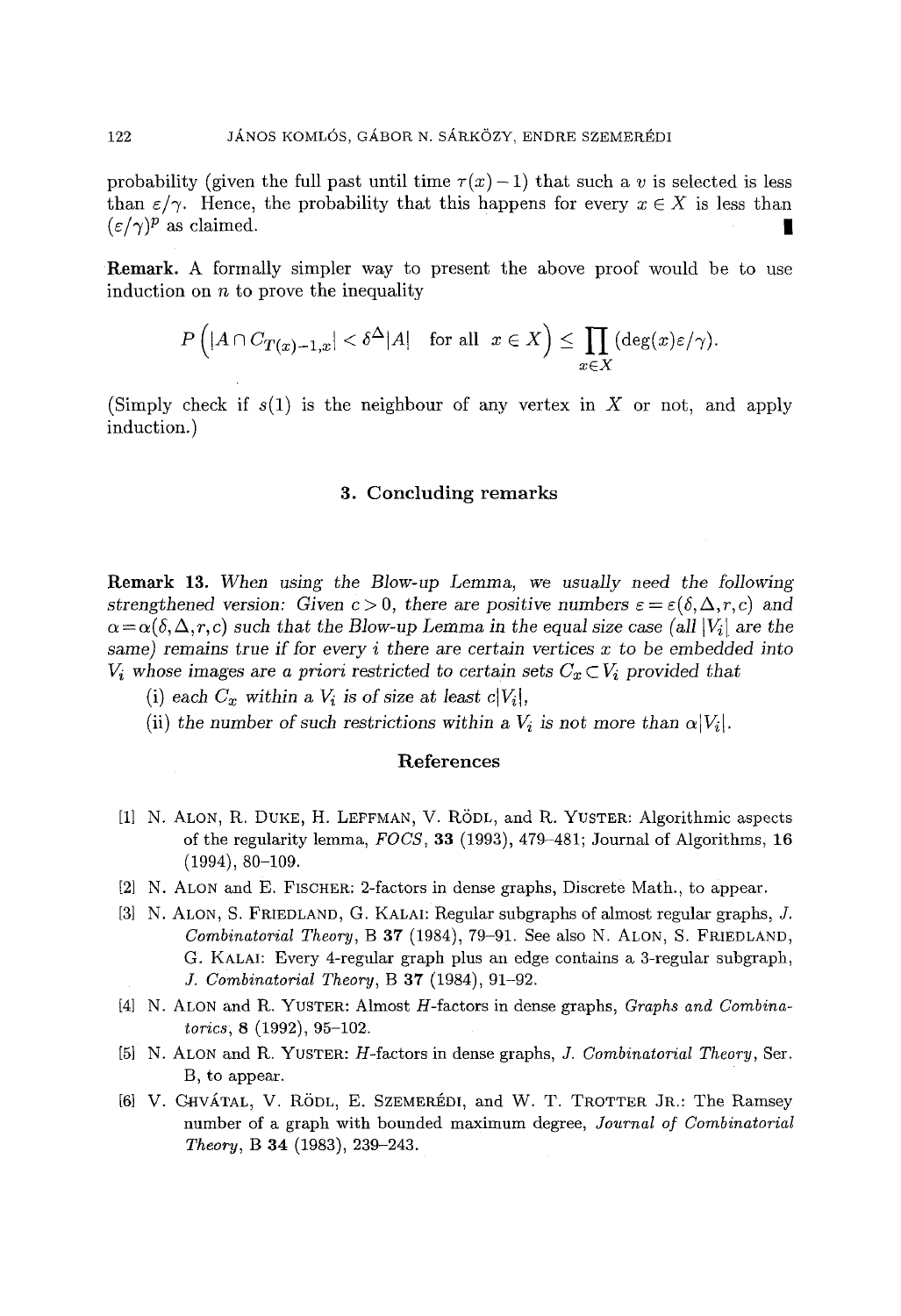probability (given the full past until time $\tau(x)-1$) that such a $v$ is selected is less than $\varepsilon/\gamma$. Hence, the probability that this happens for every $x \in X$ is less than $(\varepsilon/\gamma)^p$ as claimed. ∎

**Remark.** A formally simpler way to present the above proof would be to use induction on $n$ to prove the inequality

$$P\left(|A \cap C_{T(x)-1,x}| < \delta^{\Delta}|A| \quad \text{for all } x \in X\right) \leq \prod_{x \in X} (\deg(x)\varepsilon/\gamma).$$

(Simply check if $s(1)$ is the neighbour of any vertex in $X$ or not, and apply induction.)

## 3. Concluding remarks

**Remark 13.** *When using the Blow-up Lemma, we usually need the following strengthened version: Given $c > 0$, there are positive numbers $\varepsilon = \varepsilon(\delta, \Delta, r, c)$ and $\alpha = \alpha(\delta, \Delta, r, c)$ such that the Blow-up Lemma in the equal size case (all $|V_i|$ are the same) remains true if for every $i$ there are certain vertices $x$ to be embedded into $V_i$ whose images are a priori restricted to certain sets $C_x \subset V_i$ provided that*

(i) *each $C_x$ within a $V_i$ is of size at least $c|V_i|$,*

(ii) *the number of such restrictions within a $V_i$ is not more than $\alpha|V_i|$.*

## References

[1] N. Alon, R. Duke, H. Leffman, V. Rödl, and R. Yuster: Algorithmic aspects of the regularity lemma, *FOCS*, **33** (1993), 479–481; Journal of Algorithms, **16** (1994), 80–109.

[2] N. Alon and E. Fischer: 2-factors in dense graphs, Discrete Math., to appear.

[3] N. Alon, S. Friedland, G. Kalai: Regular subgraphs of almost regular graphs, *J. Combinatorial Theory*, B **37** (1984), 79–91. See also N. Alon, S. Friedland, G. Kalai: Every 4-regular graph plus an edge contains a 3-regular subgraph, *J. Combinatorial Theory*, B **37** (1984), 91–92.

[4] N. Alon and R. Yuster: Almost $H$-factors in dense graphs, *Graphs and Combinatorics*, **8** (1992), 95–102.

[5] N. Alon and R. Yuster: $H$-factors in dense graphs, *J. Combinatorial Theory*, Ser. B, to appear.

[6] V. Chvátal, V. Rödl, E. Szemerédi, and W. T. Trotter Jr.: The Ramsey number of a graph with bounded maximum degree, *Journal of Combinatorial Theory*, B **34** (1983), 239–243.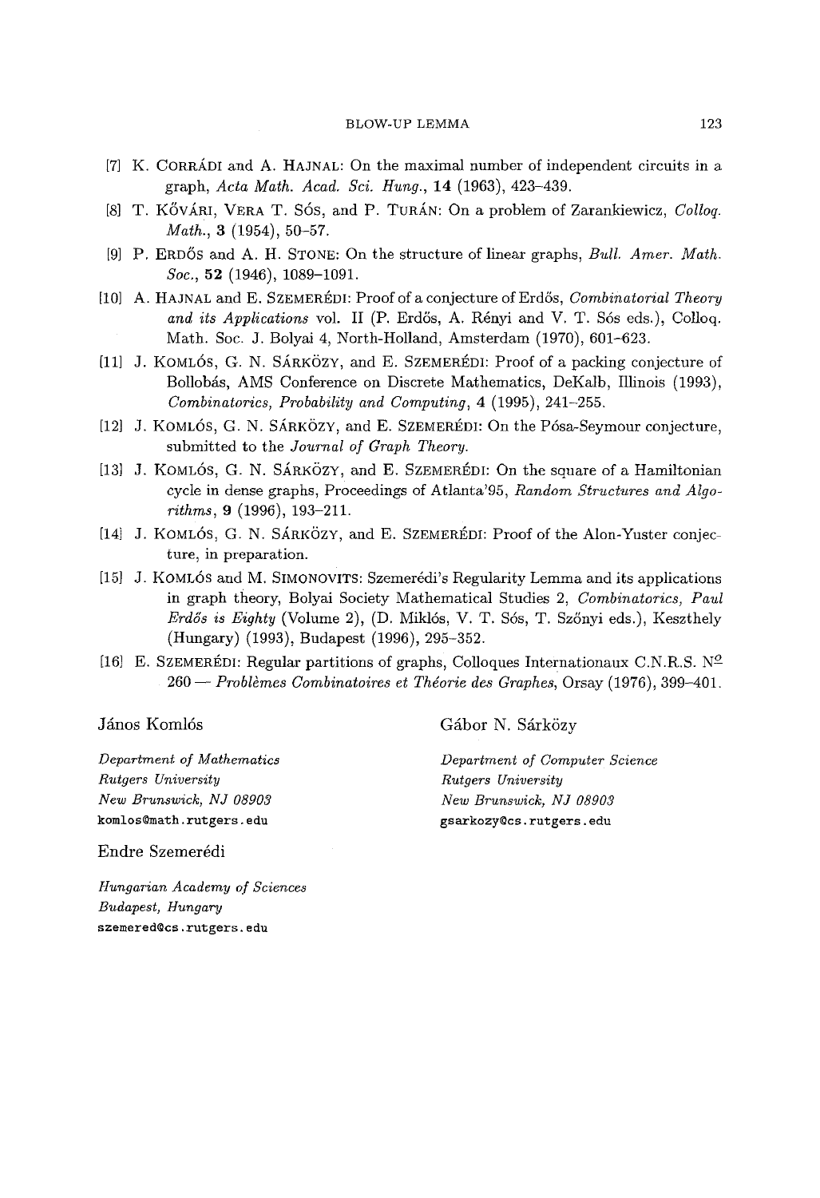[7] K. Corrádi and A. Hajnal: On the maximal number of independent circuits in a graph, *Acta Math. Acad. Sci. Hung.*, **14** (1963), 423–439.

[8] T. Kővári, Vera T. Sós, and P. Turán: On a problem of Zarankiewicz, *Colloq. Math.*, **3** (1954), 50–57.

[9] P. Erdős and A. H. Stone: On the structure of linear graphs, *Bull. Amer. Math. Soc.*, **52** (1946), 1089–1091.

[10] A. Hajnal and E. Szemerédi: Proof of a conjecture of Erdős, *Combinatorial Theory and its Applications* vol. II (P. Erdős, A. Rényi and V. T. Sós eds.), Colloq. Math. Soc. J. Bolyai 4, North-Holland, Amsterdam (1970), 601–623.

[11] J. Komlós, G. N. Sárközy, and E. Szemerédi: Proof of a packing conjecture of Bollobás, AMS Conference on Discrete Mathematics, DeKalb, Illinois (1993), *Combinatorics, Probability and Computing*, **4** (1995), 241–255.

[12] J. Komlós, G. N. Sárközy, and E. Szemerédi: On the Pósa-Seymour conjecture, submitted to the *Journal of Graph Theory*.

[13] J. Komlós, G. N. Sárközy, and E. Szemerédi: On the square of a Hamiltonian cycle in dense graphs, Proceedings of Atlanta'95, *Random Structures and Algorithms*, **9** (1996), 193–211.

[14] J. Komlós, G. N. Sárközy, and E. Szemerédi: Proof of the Alon-Yuster conjecture, in preparation.

[15] J. Komlós and M. Simonovits: Szemerédi's Regularity Lemma and its applications in graph theory, Bolyai Society Mathematical Studies 2, *Combinatorics, Paul Erdős is Eighty* (Volume 2), (D. Miklós, V. T. Sós, T. Szőnyi eds.), Keszthely (Hungary) (1993), Budapest (1996), 295–352.

[16] E. Szemerédi: Regular partitions of graphs, Colloques Internationaux C.N.R.S. N$^{\underline{o}}$ 260 — *Problèmes Combinatoires et Théorie des Graphes*, Orsay (1976), 399–401.

János Komlós

*Department of Mathematics*
*Rutgers University*
*New Brunswick, NJ 08903*
komlos@math.rutgers.edu

Gábor N. Sárközy

*Department of Computer Science*
*Rutgers University*
*New Brunswick, NJ 08903*
gsarkozy@cs.rutgers.edu

Endre Szemerédi

*Hungarian Academy of Sciences*
*Budapest, Hungary*
szemered@cs.rutgers.edu